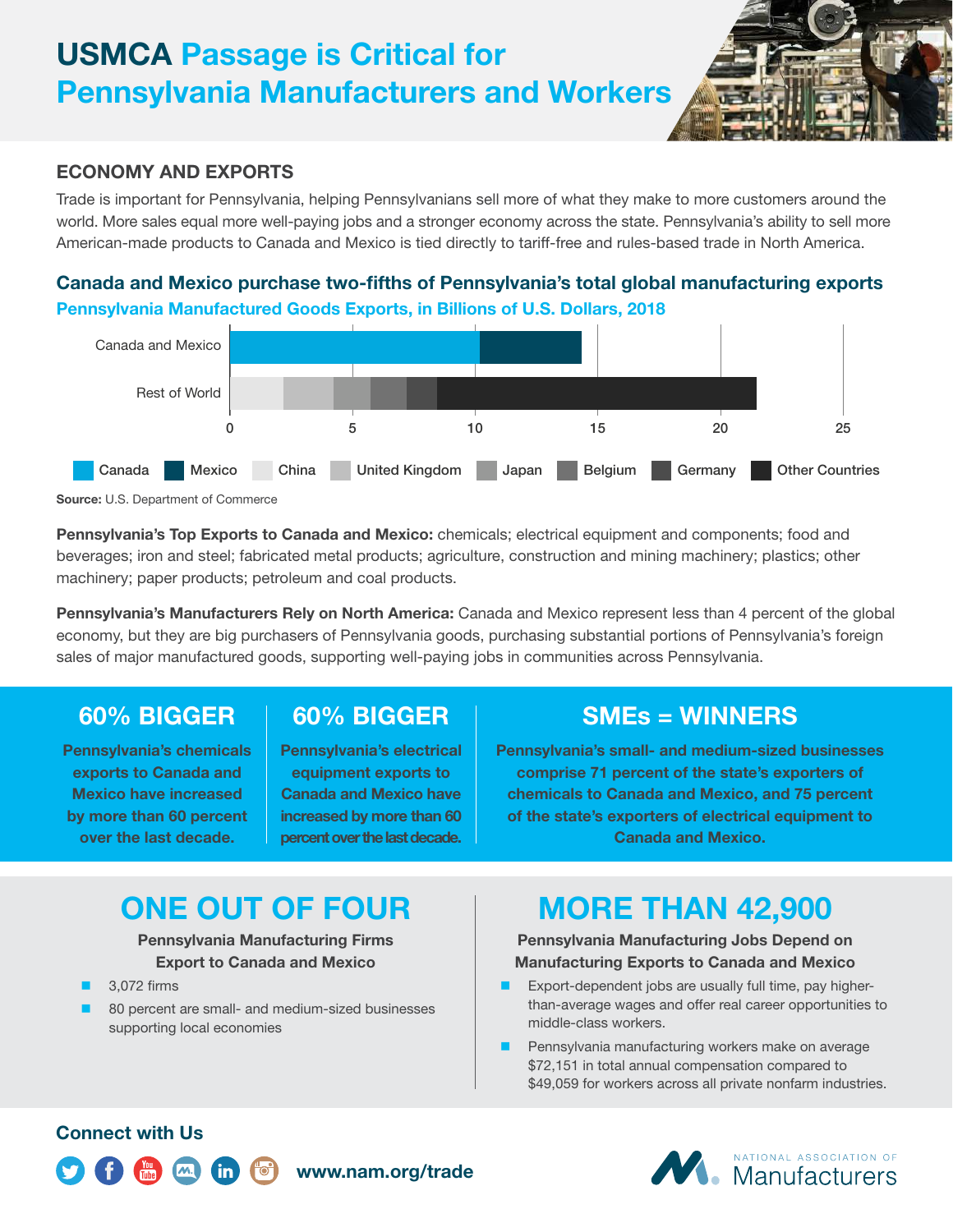# USMCA Passage is Critical for Pennsylvania Manufacturers and Workers

## ECONOMY AND EXPORTS

Trade is important for Pennsylvania, helping Pennsylvanians sell more of what they make to more customers around the world. More sales equal more well-paying jobs and a stronger economy across the state. Pennsylvania's ability to sell more American-made products to Canada and Mexico is tied directly to tariff-free and rules-based trade in North America.

### Canada and Mexico purchase two-fifths of Pennsylvania's total global manufacturing exports

**Pennsylvania Manufactured Goods Exports, in Billions of U.S. Dollars, 2018**

Canada and Mexico

Rest of World

0 5 10 15 20 25

Canada · Mexico · China · United Kingdom · Japan · Belgium · Germany · Other Countries

**Source:** U.S. Department of Commerce

**Pennsylvania's Top Exports to Canada and Mexico:** chemicals; electrical equipment and components; food and beverages; iron and steel; fabricated metal products; agriculture, construction and mining machinery; plastics; other machinery; paper products; petroleum and coal products.

**Pennsylvania's Manufacturers Rely on North America:** Canada and Mexico represent less than 4 percent of the global economy, but they are big purchasers of Pennsylvania goods, purchasing substantial portions of Pennsylvania's foreign sales of major manufactured goods, supporting well-paying jobs in communities across Pennsylvania.

### 60% BIGGER

**Pennsylvania's chemicals exports to Canada and Mexico have increased by more than 60 percent over the last decade.**

### 60% BIGGER

**Pennsylvania's electrical equipment exports to Canada and Mexico have increased by more than 60 percent over the last decade.**

### SMEs = WINNERS

**Pennsylvania's small- and medium-sized businesses comprise 71 percent of the state's exporters of chemicals to Canada and Mexico, and 75 percent of the state's exporters of electrical equipment to Canada and Mexico.**

## ONE OUT OF FOUR

**Pennsylvania Manufacturing Firms Export to Canada and Mexico**

- 3,072 firms
- 80 percent are small- and medium-sized businesses supporting local economies

## MORE THAN 42,900

**Pennsylvania Manufacturing Jobs Depend on Manufacturing Exports to Canada and Mexico**

- Export-dependent jobs are usually full time, pay higher-than-average wages and offer real career opportunities to middle-class workers.
- Pennsylvania manufacturing workers make on average $72,151 in total annual compensation compared to $49,059 for workers across all private nonfarm industries.

### Connect with Us

www.nam.org/trade

NATIONAL ASSOCIATION OF Manufacturers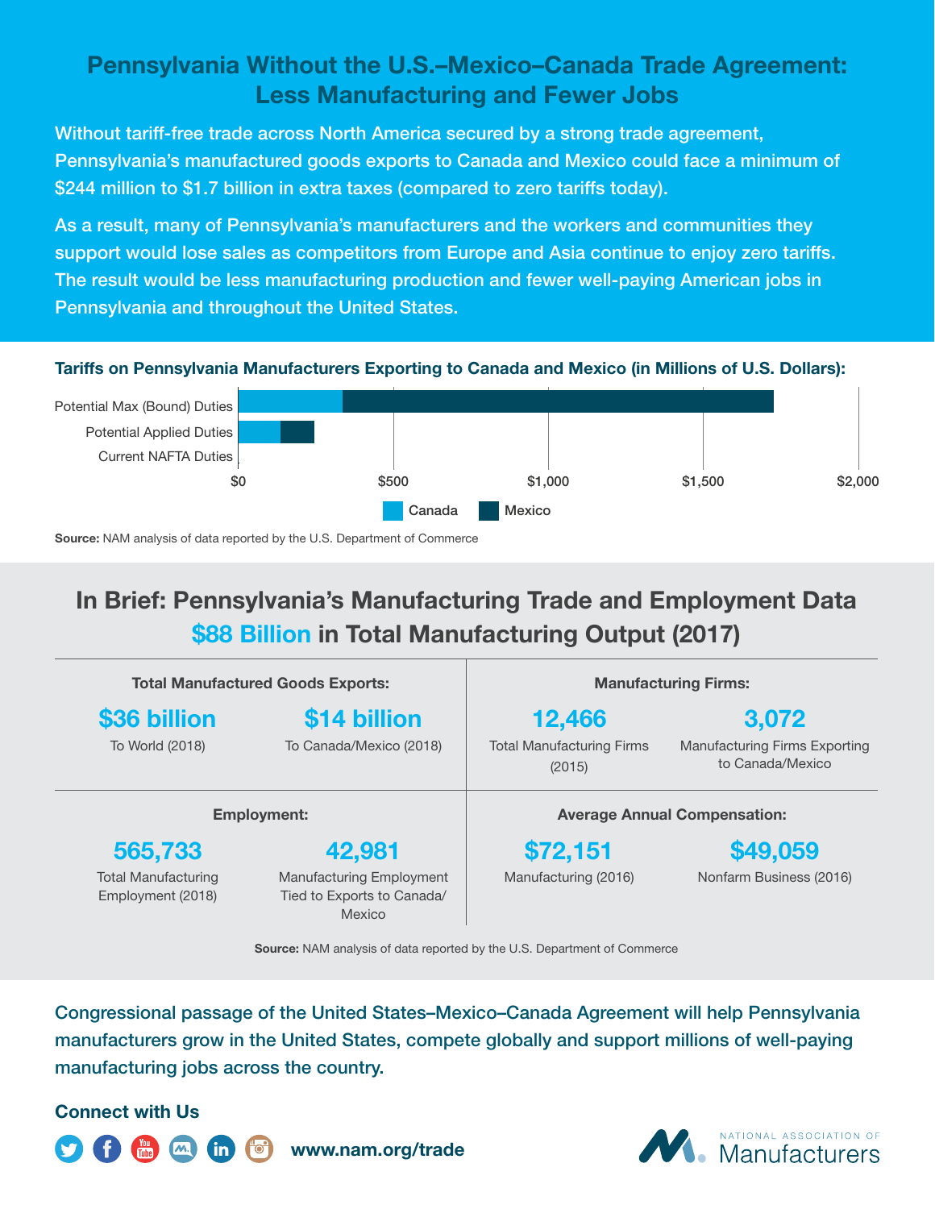# Pennsylvania Without the U.S.–Mexico–Canada Trade Agreement: Less Manufacturing and Fewer Jobs

Without tariff-free trade across North America secured by a strong trade agreement, Pennsylvania's manufactured goods exports to Canada and Mexico could face a minimum of $244 million to $1.7 billion in extra taxes (compared to zero tariffs today).

As a result, many of Pennsylvania's manufacturers and the workers and communities they support would lose sales as competitors from Europe and Asia continue to enjoy zero tariffs. The result would be less manufacturing production and fewer well-paying American jobs in Pennsylvania and throughout the United States.

**Tariffs on Pennsylvania Manufacturers Exporting to Canada and Mexico (in Millions of U.S. Dollars):**

Potential Max (Bound) Duties
Potential Applied Duties
Current NAFTA Duties
$0
$500
$1,000
$1,500
$2,000
Canada
Mexico

**Source:** NAM analysis of data reported by the U.S. Department of Commerce

## In Brief: Pennsylvania's Manufacturing Trade and Employment Data

## $88 Billion in Total Manufacturing Output (2017)

**Total Manufactured Goods Exports:**

- **$36 billion** To World (2018)
- **$14 billion** To Canada/Mexico (2018)

**Manufacturing Firms:**

- **12,466** Total Manufacturing Firms (2015)
- **3,072** Manufacturing Firms Exporting to Canada/Mexico

**Employment:**

- **565,733** Total Manufacturing Employment (2018)
- **42,981** Manufacturing Employment Tied to Exports to Canada/Mexico

**Average Annual Compensation:**

- **$72,151** Manufacturing (2016)
- **$49,059** Nonfarm Business (2016)

**Source:** NAM analysis of data reported by the U.S. Department of Commerce

Congressional passage of the United States–Mexico–Canada Agreement will help Pennsylvania manufacturers grow in the United States, compete globally and support millions of well-paying manufacturing jobs across the country.

**Connect with Us**

www.nam.org/trade

National Association of Manufacturers